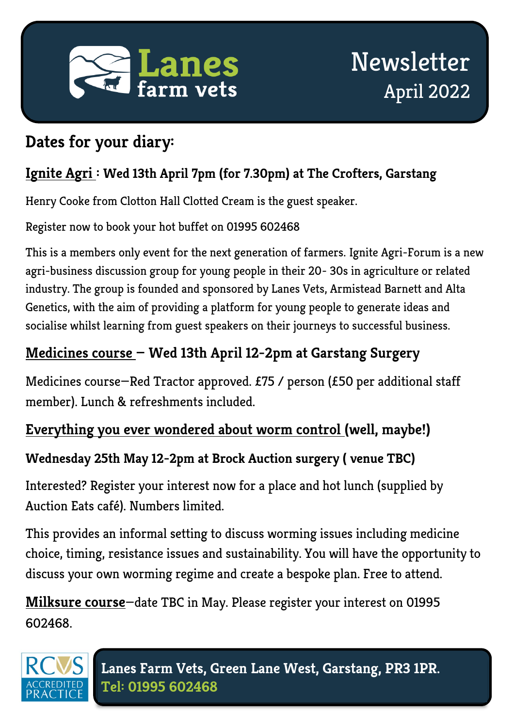# Lanes farm vets

# Newsletter
## April 2022

## Dates for your diary:

### Ignite Agri : Wed 13th April 7pm (for 7.30pm) at The Crofters, Garstang

Henry Cooke from Clotton Hall Clotted Cream is the guest speaker.

Register now to book your hot buffet on 01995 602468

This is a members only event for the next generation of farmers. Ignite Agri-Forum is a new agri-business discussion group for young people in their 20- 30s in agriculture or related industry. The group is founded and sponsored by Lanes Vets, Armistead Barnett and Alta Genetics, with the aim of providing a platform for young people to generate ideas and socialise whilst learning from guest speakers on their journeys to successful business.

### Medicines course – Wed 13th April 12-2pm at Garstang Surgery

Medicines course—Red Tractor approved. £75 / person (£50 per additional staff member). Lunch & refreshments included.

### Everything you ever wondered about worm control (well, maybe!)

**Wednesday 25th May 12-2pm at Brock Auction surgery ( venue TBC)**

Interested? Register your interest now for a place and hot lunch (supplied by Auction Eats café). Numbers limited.

This provides an informal setting to discuss worming issues including medicine choice, timing, resistance issues and sustainability. You will have the opportunity to discuss your own worming regime and create a bespoke plan. Free to attend.

**Milksure course**—date TBC in May. Please register your interest on 01995 602468.

RCVS ACCREDITED PRACTICE

**Lanes Farm Vets, Green Lane West, Garstang, PR3 1PR.**
**Tel: 01995 602468**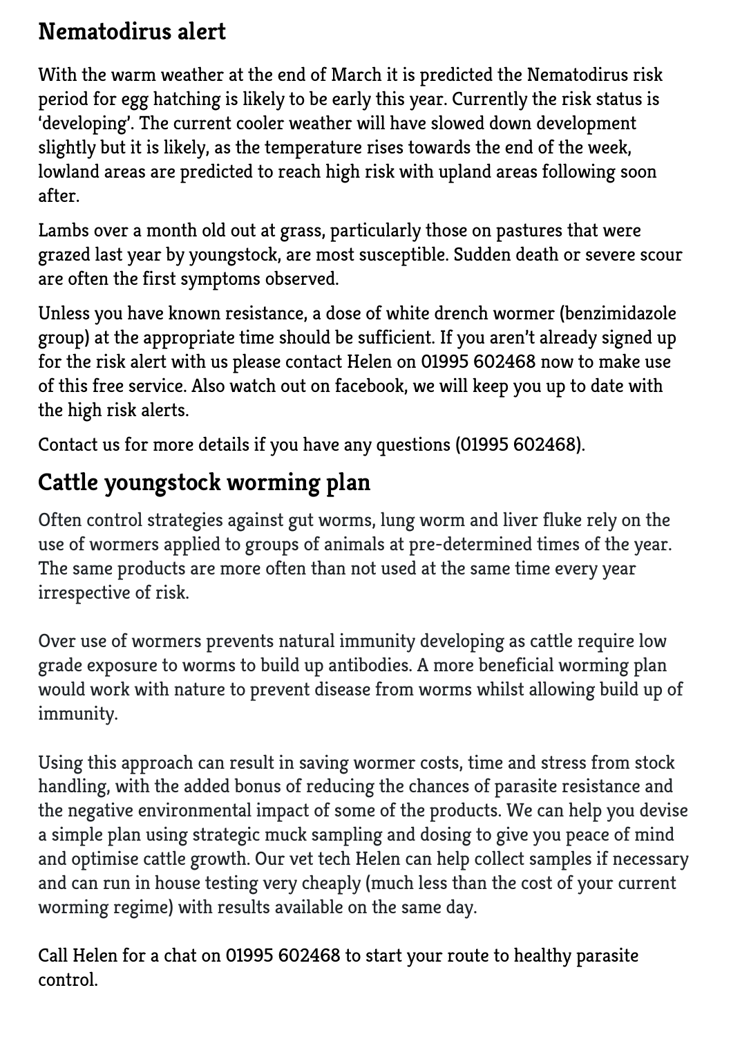## Nematodirus alert

With the warm weather at the end of March it is predicted the Nematodirus risk period for egg hatching is likely to be early this year. Currently the risk status is 'developing'. The current cooler weather will have slowed down development slightly but it is likely, as the temperature rises towards the end of the week, lowland areas are predicted to reach high risk with upland areas following soon after.

Lambs over a month old out at grass, particularly those on pastures that were grazed last year by youngstock, are most susceptible. Sudden death or severe scour are often the first symptoms observed.

Unless you have known resistance, a dose of white drench wormer (benzimidazole group) at the appropriate time should be sufficient. If you aren't already signed up for the risk alert with us please contact Helen on 01995 602468 now to make use of this free service. Also watch out on facebook, we will keep you up to date with the high risk alerts.

Contact us for more details if you have any questions (01995 602468).

## Cattle youngstock worming plan

Often control strategies against gut worms, lung worm and liver fluke rely on the use of wormers applied to groups of animals at pre-determined times of the year. The same products are more often than not used at the same time every year irrespective of risk.

Over use of wormers prevents natural immunity developing as cattle require low grade exposure to worms to build up antibodies. A more beneficial worming plan would work with nature to prevent disease from worms whilst allowing build up of immunity.

Using this approach can result in saving wormer costs, time and stress from stock handling, with the added bonus of reducing the chances of parasite resistance and the negative environmental impact of some of the products. We can help you devise a simple plan using strategic muck sampling and dosing to give you peace of mind and optimise cattle growth. Our vet tech Helen can help collect samples if necessary and can run in house testing very cheaply (much less than the cost of your current worming regime) with results available on the same day.

Call Helen for a chat on 01995 602468 to start your route to healthy parasite control.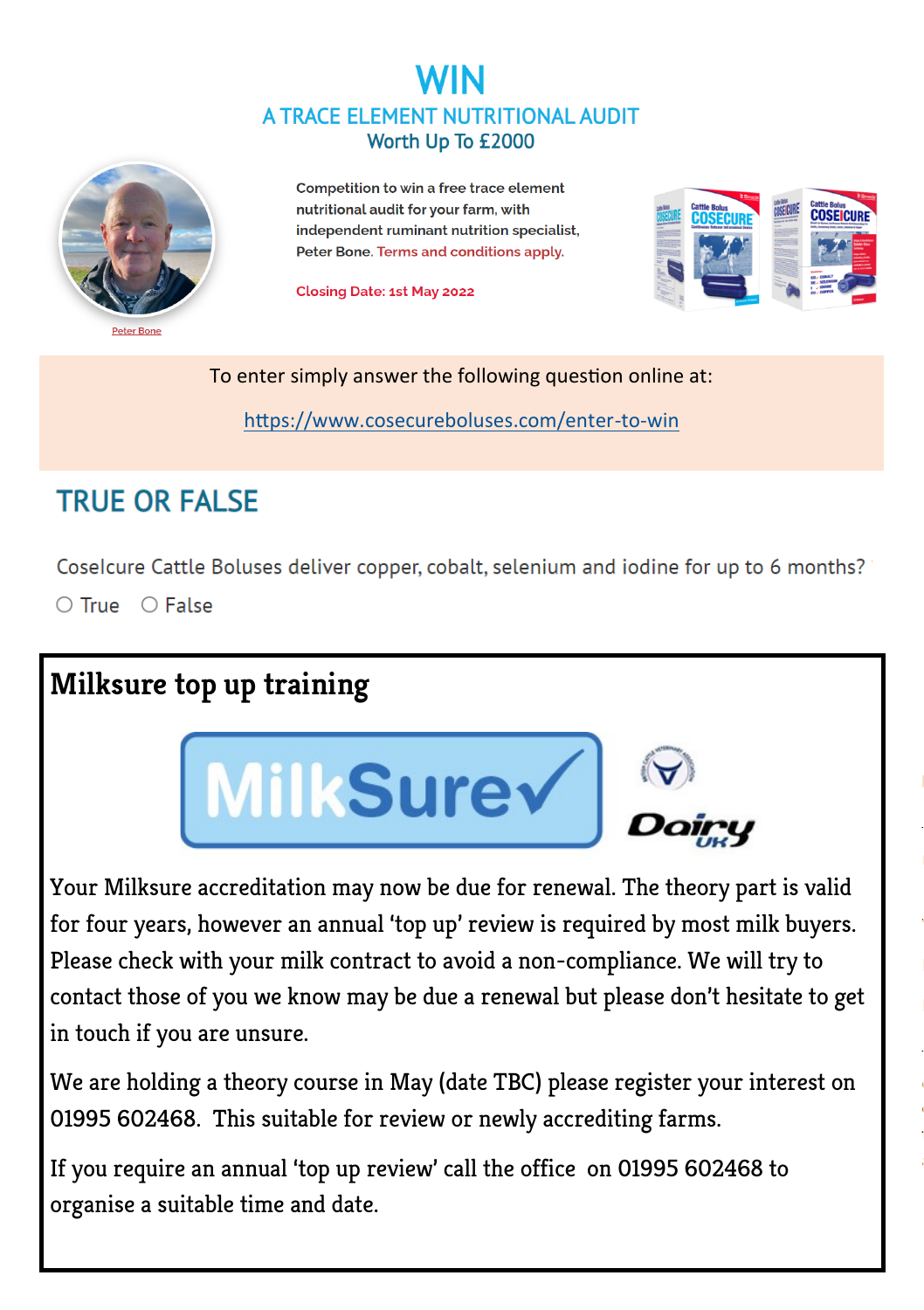# WIN

## A TRACE ELEMENT NUTRITIONAL AUDIT

### Worth Up To £2000

Peter Bone

Competition to win a free trace element nutritional audit for your farm, with independent ruminant nutrition specialist, Peter Bone. Terms and conditions apply.

Closing Date: 1st May 2022

To enter simply answer the following question online at:

https://www.cosecureboluses.com/enter-to-win

## TRUE OR FALSE

CoseIcure Cattle Boluses deliver copper, cobalt, selenium and iodine for up to 6 months?

○ True ○ False

## Milksure top up training

MilkSure

Dairy UK

Your Milksure accreditation may now be due for renewal. The theory part is valid for four years, however an annual 'top up' review is required by most milk buyers. Please check with your milk contract to avoid a non-compliance. We will try to contact those of you we know may be due a renewal but please don't hesitate to get in touch if you are unsure.

We are holding a theory course in May (date TBC) please register your interest on 01995 602468. This suitable for review or newly accrediting farms.

If you require an annual 'top up review' call the office on 01995 602468 to organise a suitable time and date.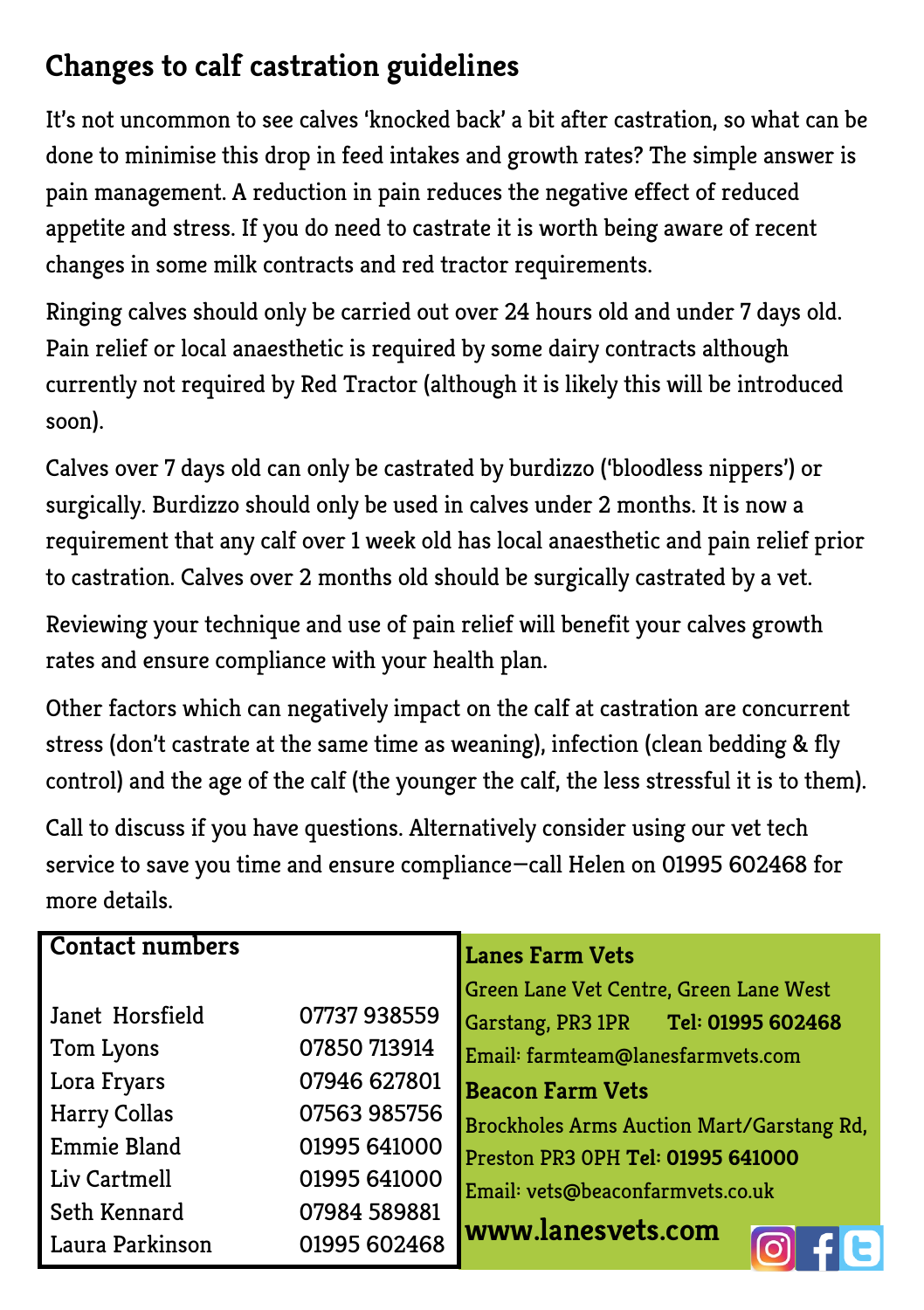## Changes to calf castration guidelines

It's not uncommon to see calves 'knocked back' a bit after castration, so what can be done to minimise this drop in feed intakes and growth rates? The simple answer is pain management. A reduction in pain reduces the negative effect of reduced appetite and stress. If you do need to castrate it is worth being aware of recent changes in some milk contracts and red tractor requirements.

Ringing calves should only be carried out over 24 hours old and under 7 days old. Pain relief or local anaesthetic is required by some dairy contracts although currently not required by Red Tractor (although it is likely this will be introduced soon).

Calves over 7 days old can only be castrated by burdizzo ('bloodless nippers') or surgically. Burdizzo should only be used in calves under 2 months. It is now a requirement that any calf over 1 week old has local anaesthetic and pain relief prior to castration. Calves over 2 months old should be surgically castrated by a vet.

Reviewing your technique and use of pain relief will benefit your calves growth rates and ensure compliance with your health plan.

Other factors which can negatively impact on the calf at castration are concurrent stress (don't castrate at the same time as weaning), infection (clean bedding & fly control) and the age of the calf (the younger the calf, the less stressful it is to them).

Call to discuss if you have questions. Alternatively consider using our vet tech service to save you time and ensure compliance—call Helen on 01995 602468 for more details.

**Contact numbers**

| | |
|---|---|
| Janet Horsfield | 07737 938559 |
| Tom Lyons | 07850 713914 |
| Lora Fryars | 07946 627801 |
| Harry Collas | 07563 985756 |
| Emmie Bland | 01995 641000 |
| Liv Cartmell | 01995 641000 |
| Seth Kennard | 07984 589881 |
| Laura Parkinson | 01995 602468 |

**Lanes Farm Vets**
Green Lane Vet Centre, Green Lane West
Garstang, PR3 1PR **Tel: 01995 602468**
Email: farmteam@lanesfarmvets.com

**Beacon Farm Vets**
Brockholes Arms Auction Mart/Garstang Rd,
Preston PR3 0PH **Tel: 01995 641000**
Email: vets@beaconfarmvets.co.uk

**www.lanesvets.com**